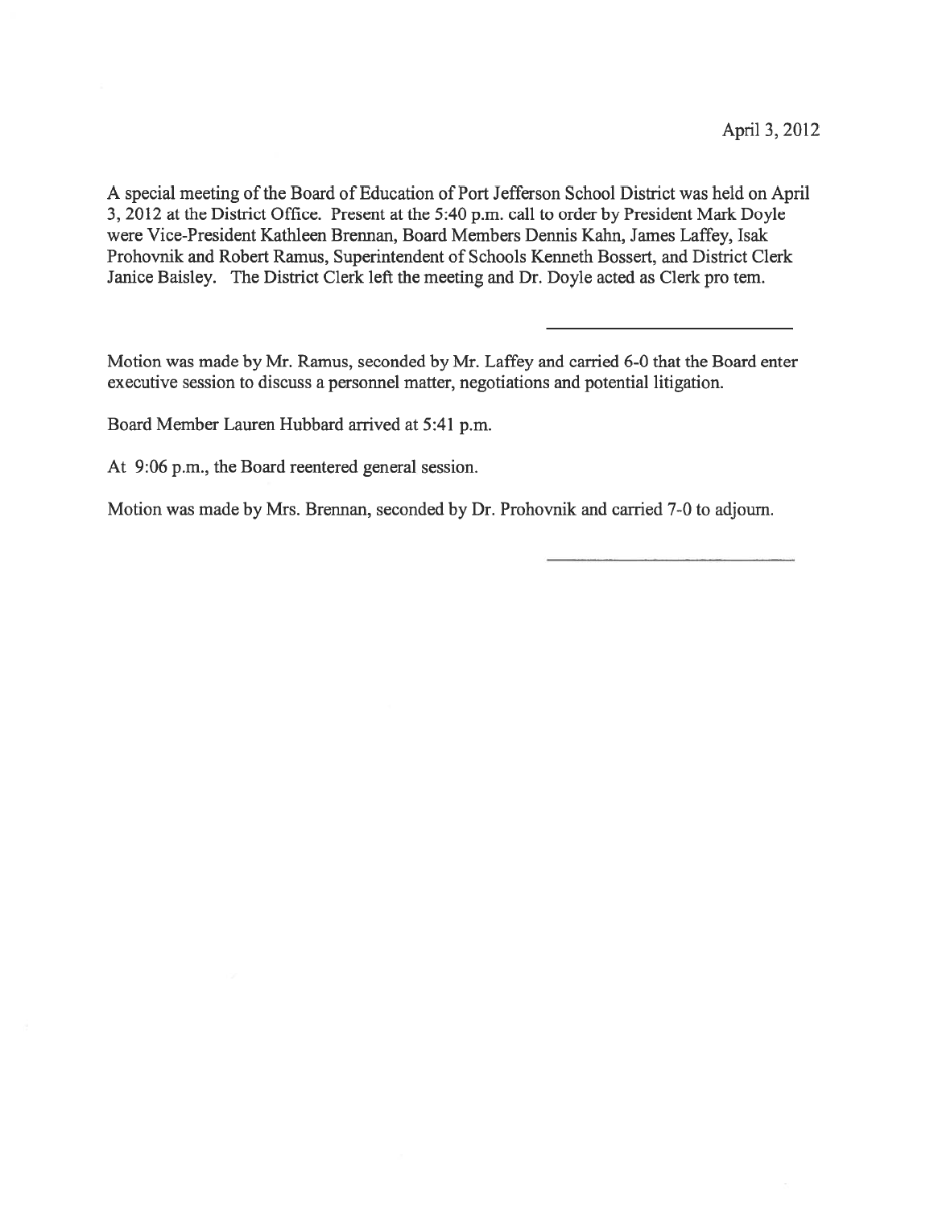April 3, 2012

A special meeting of the Board of Education of Port Jefferson School District was held on April 3, 2012 at the District Office. Present at the 5:40 p.m. call to order by President Mark Doyle were Vice-President Kathleen Brennan, Board Members Dennis Kahn, James Laffey, Isak Prohovnik and Robert Ramus, Superintendent of Schools Kenneth Bossert, and District Clerk Janice Baisley. The District Clerk left the meeting and Dr. Doyle acted as Clerk pro tem.

---

Motion was made by Mr. Ramus, seconded by Mr. Laffey and carried 6-0 that the Board enter executive session to discuss a personnel matter, negotiations and potential litigation.

Board Member Lauren Hubbard arrived at 5:41 p.m.

At 9:06 p.m., the Board reentered general session.

Motion was made by Mrs. Brennan, seconded by Dr. Prohovnik and carried 7-0 to adjourn.

---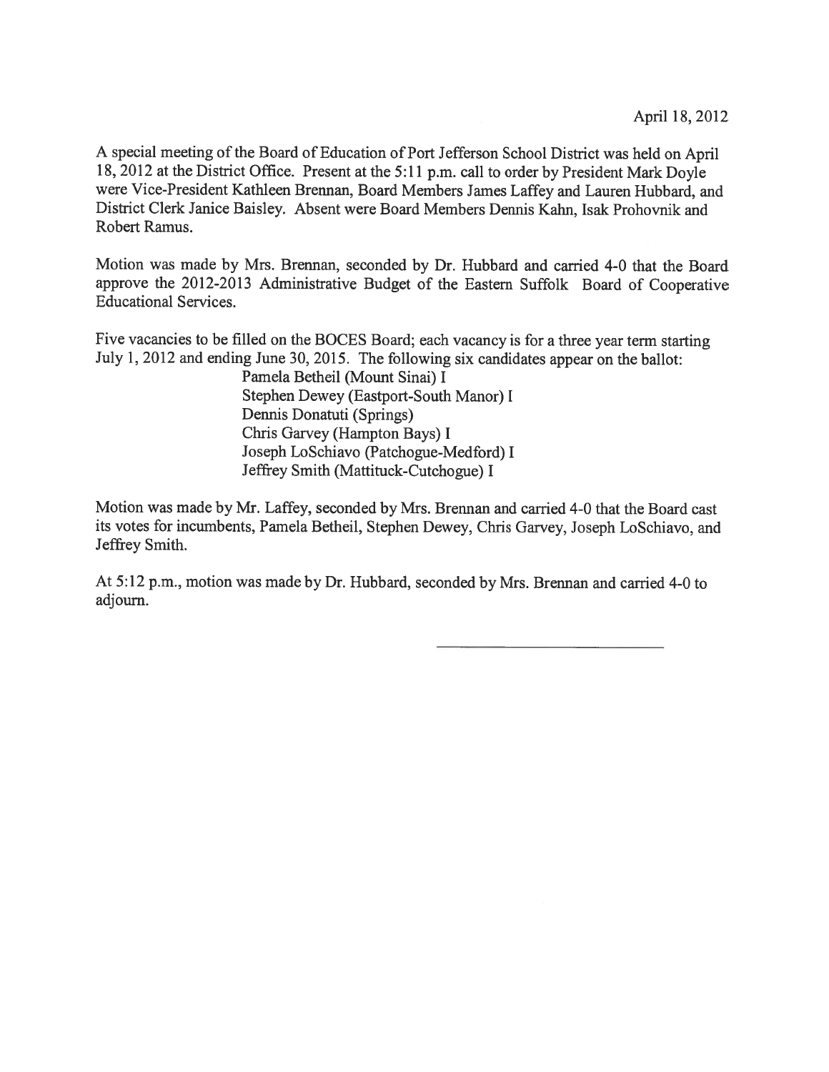April 18, 2012

A special meeting of the Board of Education of Port Jefferson School District was held on April 18, 2012 at the District Office. Present at the 5:11 p.m. call to order by President Mark Doyle were Vice-President Kathleen Brennan, Board Members James Laffey and Lauren Hubbard, and District Clerk Janice Baisley. Absent were Board Members Dennis Kahn, Isak Prohovnik and Robert Ramus.

Motion was made by Mrs. Brennan, seconded by Dr. Hubbard and carried 4-0 that the Board approve the 2012-2013 Administrative Budget of the Eastern Suffolk Board of Cooperative Educational Services.

Five vacancies to be filled on the BOCES Board; each vacancy is for a three year term starting July 1, 2012 and ending June 30, 2015. The following six candidates appear on the ballot:

Pamela Betheil (Mount Sinai) I
Stephen Dewey (Eastport-South Manor) I
Dennis Donatuti (Springs)
Chris Garvey (Hampton Bays) I
Joseph LoSchiavo (Patchogue-Medford) I
Jeffrey Smith (Mattituck-Cutchogue) I

Motion was made by Mr. Laffey, seconded by Mrs. Brennan and carried 4-0 that the Board cast its votes for incumbents, Pamela Betheil, Stephen Dewey, Chris Garvey, Joseph LoSchiavo, and Jeffrey Smith.

At 5:12 p.m., motion was made by Dr. Hubbard, seconded by Mrs. Brennan and carried 4-0 to adjourn.

\_\_\_\_\_\_\_\_\_\_\_\_\_\_\_\_\_\_\_\_\_\_\_\_\_\_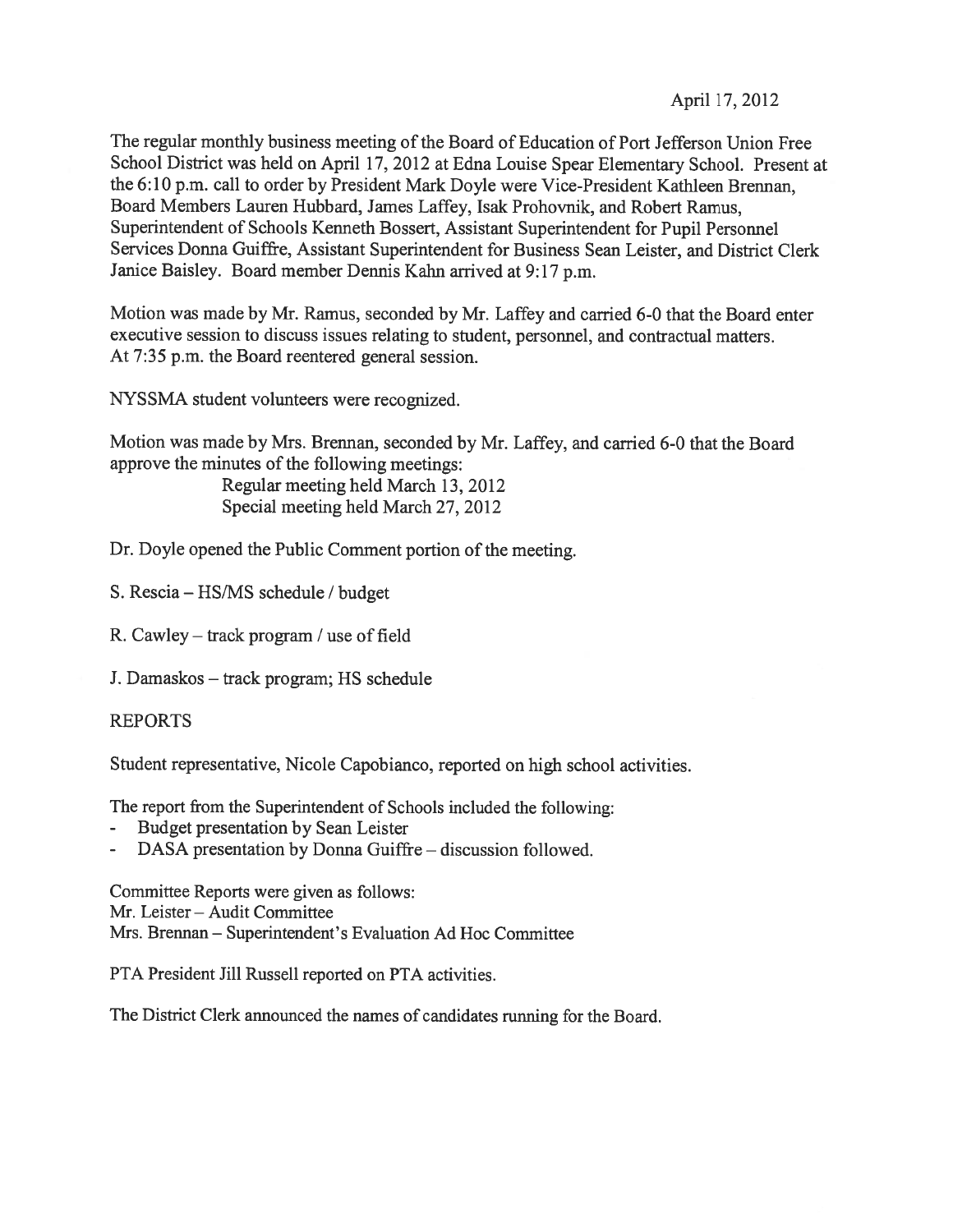April 17, 2012

The regular monthly business meeting of the Board of Education of Port Jefferson Union Free School District was held on April 17, 2012 at Edna Louise Spear Elementary School. Present at the 6:10 p.m. call to order by President Mark Doyle were Vice-President Kathleen Brennan, Board Members Lauren Hubbard, James Laffey, Isak Prohovnik, and Robert Ramus, Superintendent of Schools Kenneth Bossert, Assistant Superintendent for Pupil Personnel Services Donna Guiffre, Assistant Superintendent for Business Sean Leister, and District Clerk Janice Baisley. Board member Dennis Kahn arrived at 9:17 p.m.

Motion was made by Mr. Ramus, seconded by Mr. Laffey and carried 6-0 that the Board enter executive session to discuss issues relating to student, personnel, and contractual matters. At 7:35 p.m. the Board reentered general session.

NYSSMA student volunteers were recognized.

Motion was made by Mrs. Brennan, seconded by Mr. Laffey, and carried 6-0 that the Board approve the minutes of the following meetings:

Regular meeting held March 13, 2012
Special meeting held March 27, 2012

Dr. Doyle opened the Public Comment portion of the meeting.

S. Rescia – HS/MS schedule / budget

R. Cawley – track program / use of field

J. Damaskos – track program; HS schedule

REPORTS

Student representative, Nicole Capobianco, reported on high school activities.

The report from the Superintendent of Schools included the following:

- Budget presentation by Sean Leister
- DASA presentation by Donna Guiffre – discussion followed.

Committee Reports were given as follows:
Mr. Leister – Audit Committee
Mrs. Brennan – Superintendent's Evaluation Ad Hoc Committee

PTA President Jill Russell reported on PTA activities.

The District Clerk announced the names of candidates running for the Board.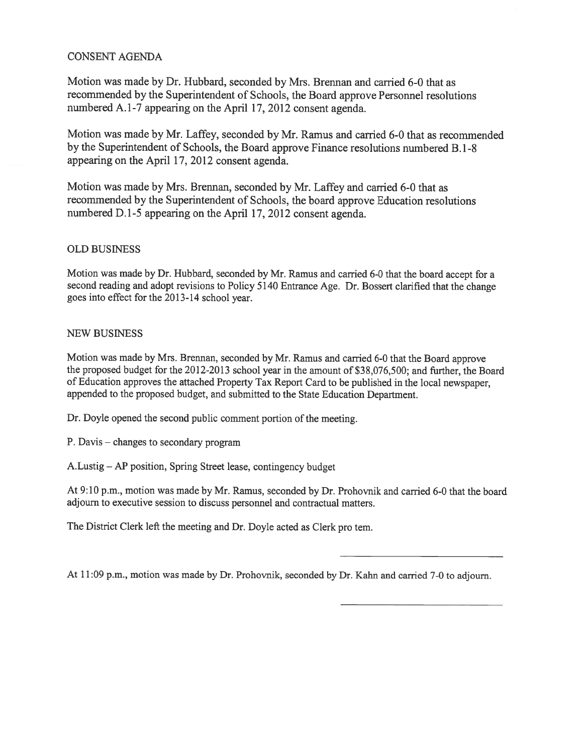## CONSENT AGENDA

Motion was made by Dr. Hubbard, seconded by Mrs. Brennan and carried 6-0 that as recommended by the Superintendent of Schools, the Board approve Personnel resolutions numbered A.1-7 appearing on the April 17, 2012 consent agenda.

Motion was made by Mr. Laffey, seconded by Mr. Ramus and carried 6-0 that as recommended by the Superintendent of Schools, the Board approve Finance resolutions numbered B.1-8 appearing on the April 17, 2012 consent agenda.

Motion was made by Mrs. Brennan, seconded by Mr. Laffey and carried 6-0 that as recommended by the Superintendent of Schools, the board approve Education resolutions numbered D.1-5 appearing on the April 17, 2012 consent agenda.

## OLD BUSINESS

Motion was made by Dr. Hubbard, seconded by Mr. Ramus and carried 6-0 that the board accept for a second reading and adopt revisions to Policy 5140 Entrance Age. Dr. Bossert clarified that the change goes into effect for the 2013-14 school year.

## NEW BUSINESS

Motion was made by Mrs. Brennan, seconded by Mr. Ramus and carried 6-0 that the Board approve the proposed budget for the 2012-2013 school year in the amount of $38,076,500; and further, the Board of Education approves the attached Property Tax Report Card to be published in the local newspaper, appended to the proposed budget, and submitted to the State Education Department.

Dr. Doyle opened the second public comment portion of the meeting.

P. Davis – changes to secondary program

A.Lustig – AP position, Spring Street lease, contingency budget

At 9:10 p.m., motion was made by Mr. Ramus, seconded by Dr. Prohovnik and carried 6-0 that the board adjourn to executive session to discuss personnel and contractual matters.

The District Clerk left the meeting and Dr. Doyle acted as Clerk pro tem.

At 11:09 p.m., motion was made by Dr. Prohovnik, seconded by Dr. Kahn and carried 7-0 to adjourn.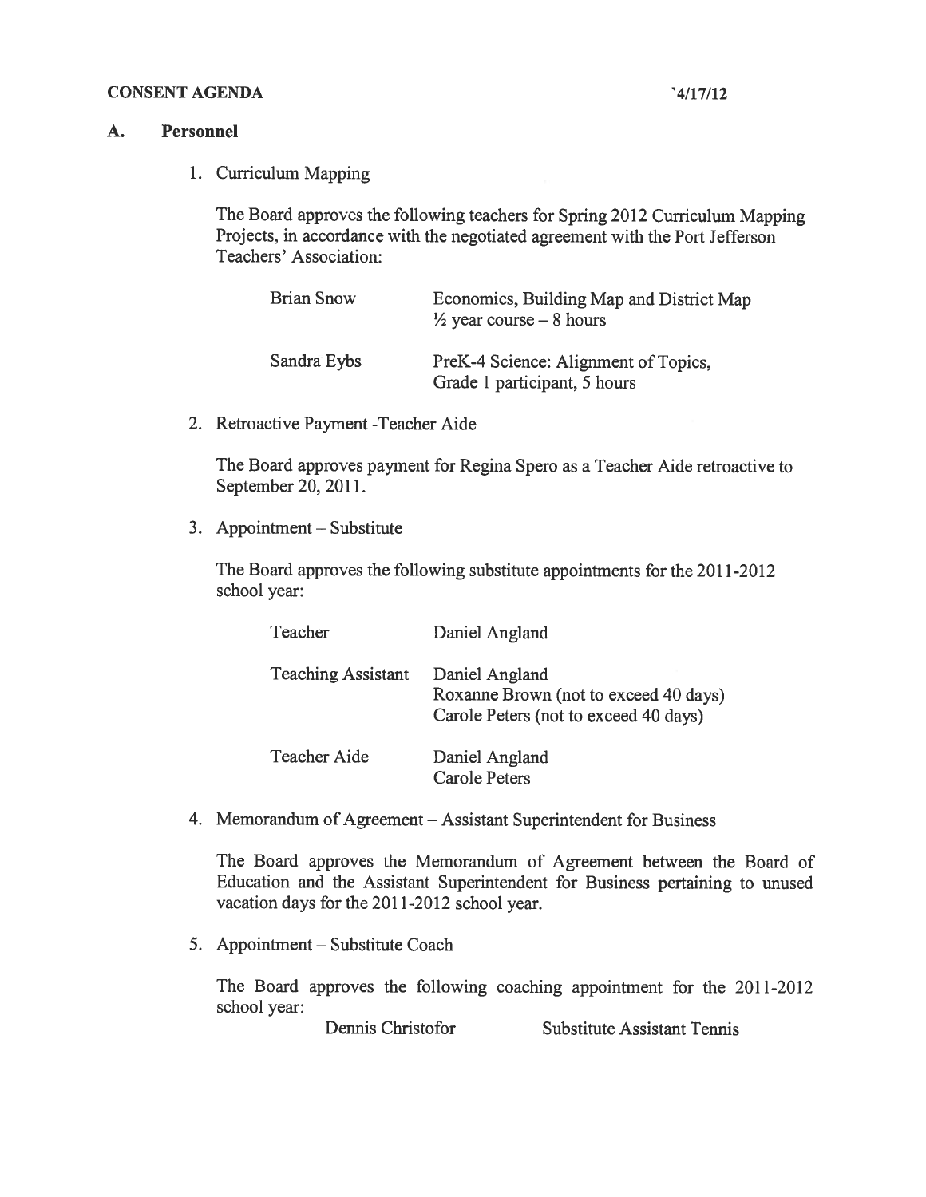**CONSENT AGENDA** **`4/17/12**

## A. Personnel

1. Curriculum Mapping

   The Board approves the following teachers for Spring 2012 Curriculum Mapping Projects, in accordance with the negotiated agreement with the Port Jefferson Teachers' Association:

   | | |
   |---|---|
   | Brian Snow | Economics, Building Map and District Map<br>½ year course – 8 hours |
   | Sandra Eybs | PreK-4 Science: Alignment of Topics,<br>Grade 1 participant, 5 hours |

2. Retroactive Payment -Teacher Aide

   The Board approves payment for Regina Spero as a Teacher Aide retroactive to September 20, 2011.

3. Appointment – Substitute

   The Board approves the following substitute appointments for the 2011-2012 school year:

   | | |
   |---|---|
   | Teacher | Daniel Angland |
   | Teaching Assistant | Daniel Angland<br>Roxanne Brown (not to exceed 40 days)<br>Carole Peters (not to exceed 40 days) |
   | Teacher Aide | Daniel Angland<br>Carole Peters |

4. Memorandum of Agreement – Assistant Superintendent for Business

   The Board approves the Memorandum of Agreement between the Board of Education and the Assistant Superintendent for Business pertaining to unused vacation days for the 2011-2012 school year.

5. Appointment – Substitute Coach

   The Board approves the following coaching appointment for the 2011-2012 school year:

   | | |
   |---|---|
   | Dennis Christofor | Substitute Assistant Tennis |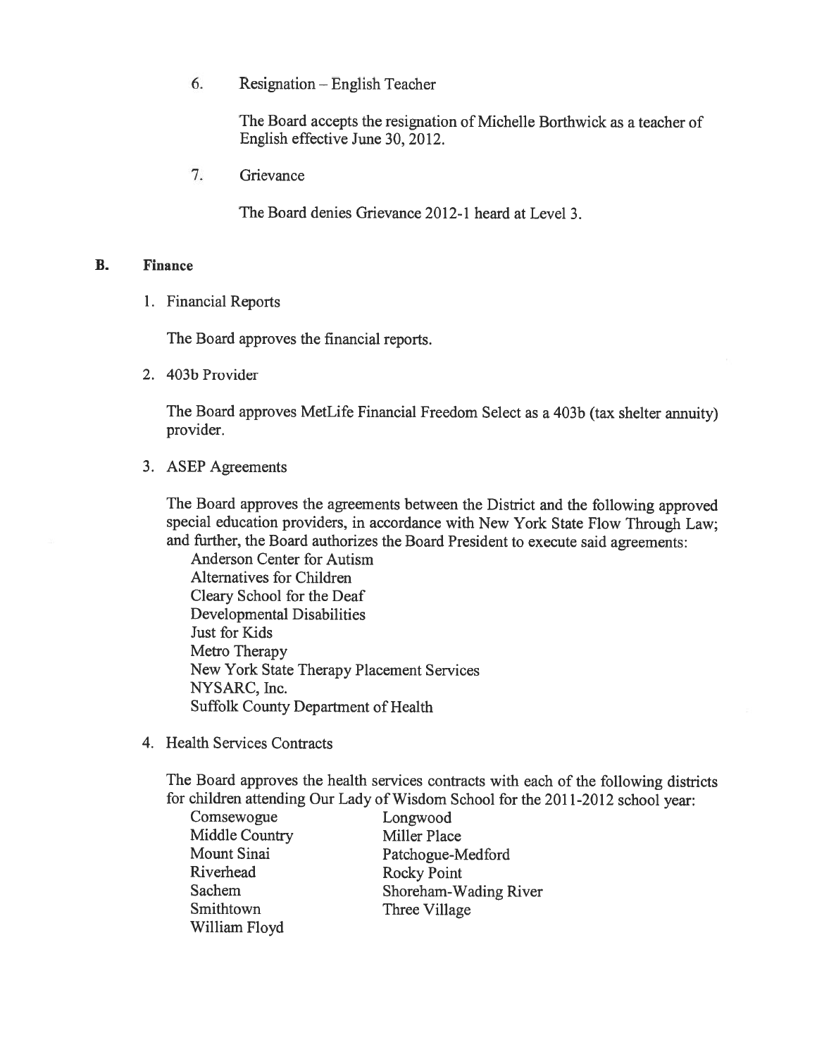6. Resignation – English Teacher

   The Board accepts the resignation of Michelle Borthwick as a teacher of English effective June 30, 2012.

7. Grievance

   The Board denies Grievance 2012-1 heard at Level 3.

## B. Finance

1. Financial Reports

   The Board approves the financial reports.

2. 403b Provider

   The Board approves MetLife Financial Freedom Select as a 403b (tax shelter annuity) provider.

3. ASEP Agreements

   The Board approves the agreements between the District and the following approved special education providers, in accordance with New York State Flow Through Law; and further, the Board authorizes the Board President to execute said agreements:

   Anderson Center for Autism
   Alternatives for Children
   Cleary School for the Deaf
   Developmental Disabilities
   Just for Kids
   Metro Therapy
   New York State Therapy Placement Services
   NYSARC, Inc.
   Suffolk County Department of Health

4. Health Services Contracts

   The Board approves the health services contracts with each of the following districts for children attending Our Lady of Wisdom School for the 2011-2012 school year:

   Comsewogue
   Longwood
   Middle Country
   Miller Place
   Mount Sinai
   Patchogue-Medford
   Riverhead
   Rocky Point
   Sachem
   Shoreham-Wading River
   Smithtown
   Three Village
   William Floyd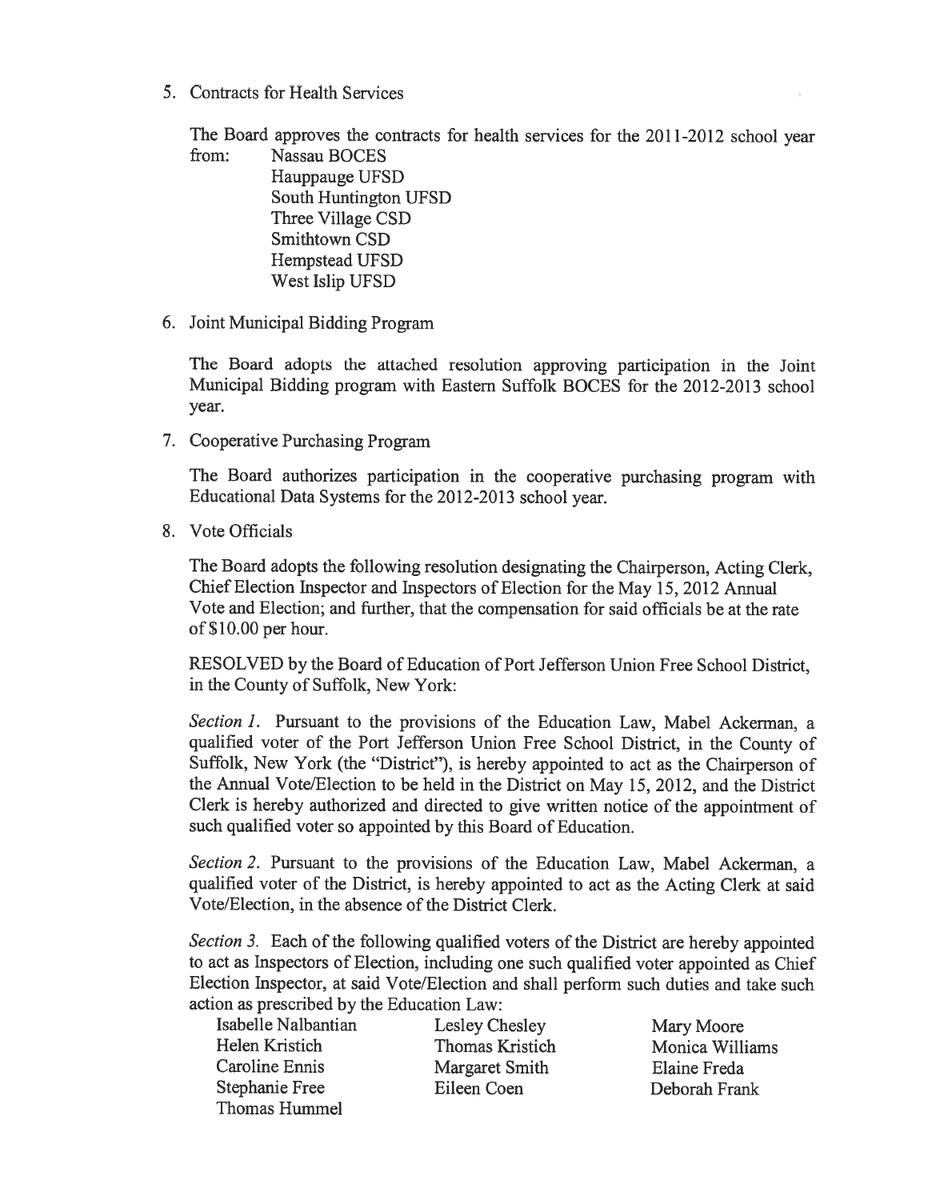5. Contracts for Health Services

   The Board approves the contracts for health services for the 2011-2012 school year from:
   - Nassau BOCES
   - Hauppauge UFSD
   - South Huntington UFSD
   - Three Village CSD
   - Smithtown CSD
   - Hempstead UFSD
   - West Islip UFSD

6. Joint Municipal Bidding Program

   The Board adopts the attached resolution approving participation in the Joint Municipal Bidding program with Eastern Suffolk BOCES for the 2012-2013 school year.

7. Cooperative Purchasing Program

   The Board authorizes participation in the cooperative purchasing program with Educational Data Systems for the 2012-2013 school year.

8. Vote Officials

   The Board adopts the following resolution designating the Chairperson, Acting Clerk, Chief Election Inspector and Inspectors of Election for the May 15, 2012 Annual Vote and Election; and further, that the compensation for said officials be at the rate of $10.00 per hour.

   RESOLVED by the Board of Education of Port Jefferson Union Free School District, in the County of Suffolk, New York:

   *Section 1.* Pursuant to the provisions of the Education Law, Mabel Ackerman, a qualified voter of the Port Jefferson Union Free School District, in the County of Suffolk, New York (the "District"), is hereby appointed to act as the Chairperson of the Annual Vote/Election to be held in the District on May 15, 2012, and the District Clerk is hereby authorized and directed to give written notice of the appointment of such qualified voter so appointed by this Board of Education.

   *Section 2.* Pursuant to the provisions of the Education Law, Mabel Ackerman, a qualified voter of the District, is hereby appointed to act as the Acting Clerk at said Vote/Election, in the absence of the District Clerk.

   *Section 3.* Each of the following qualified voters of the District are hereby appointed to act as Inspectors of Election, including one such qualified voter appointed as Chief Election Inspector, at said Vote/Election and shall perform such duties and take such action as prescribed by the Education Law:

   | | | |
   |---|---|---|
   | Isabelle Nalbantian | Lesley Chesley | Mary Moore |
   | Helen Kristich | Thomas Kristich | Monica Williams |
   | Caroline Ennis | Margaret Smith | Elaine Freda |
   | Stephanie Free | Eileen Coen | Deborah Frank |
   | Thomas Hummel | | |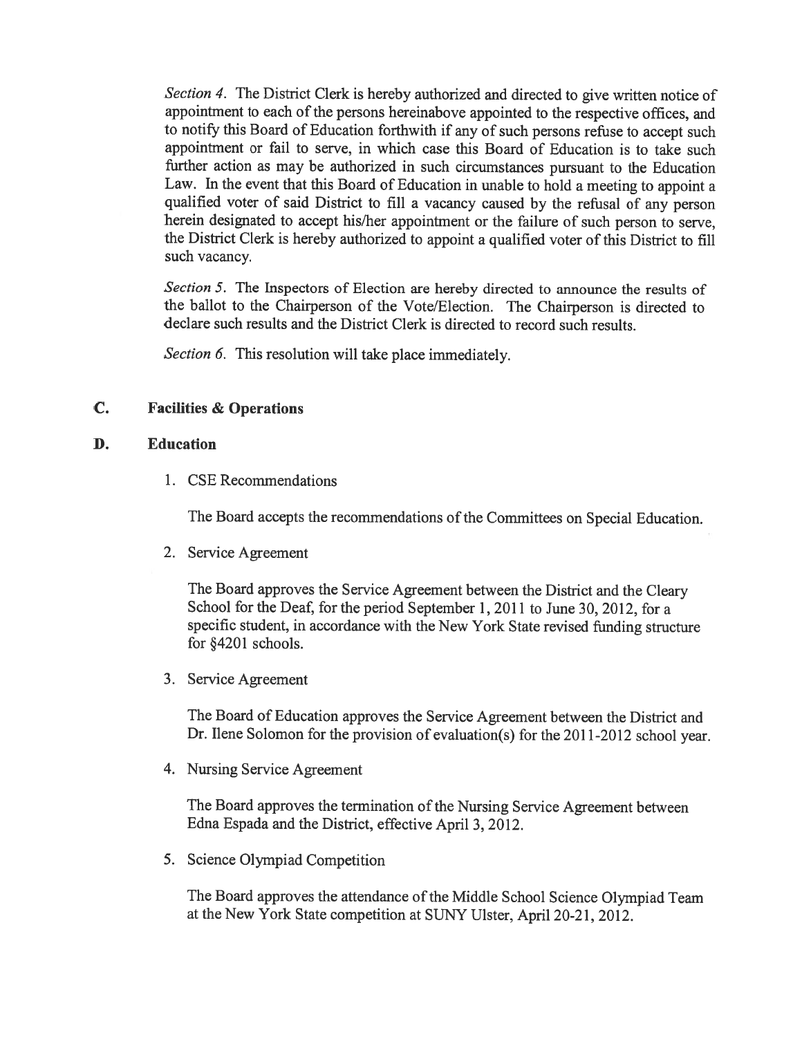*Section 4.* The District Clerk is hereby authorized and directed to give written notice of appointment to each of the persons hereinabove appointed to the respective offices, and to notify this Board of Education forthwith if any of such persons refuse to accept such appointment or fail to serve, in which case this Board of Education is to take such further action as may be authorized in such circumstances pursuant to the Education Law. In the event that this Board of Education in unable to hold a meeting to appoint a qualified voter of said District to fill a vacancy caused by the refusal of any person herein designated to accept his/her appointment or the failure of such person to serve, the District Clerk is hereby authorized to appoint a qualified voter of this District to fill such vacancy.

*Section 5.* The Inspectors of Election are hereby directed to announce the results of the ballot to the Chairperson of the Vote/Election. The Chairperson is directed to declare such results and the District Clerk is directed to record such results.

*Section 6.* This resolution will take place immediately.

**C. Facilities & Operations**

**D. Education**

1. CSE Recommendations

   The Board accepts the recommendations of the Committees on Special Education.

2. Service Agreement

   The Board approves the Service Agreement between the District and the Cleary School for the Deaf, for the period September 1, 2011 to June 30, 2012, for a specific student, in accordance with the New York State revised funding structure for §4201 schools.

3. Service Agreement

   The Board of Education approves the Service Agreement between the District and Dr. Ilene Solomon for the provision of evaluation(s) for the 2011-2012 school year.

4. Nursing Service Agreement

   The Board approves the termination of the Nursing Service Agreement between Edna Espada and the District, effective April 3, 2012.

5. Science Olympiad Competition

   The Board approves the attendance of the Middle School Science Olympiad Team at the New York State competition at SUNY Ulster, April 20-21, 2012.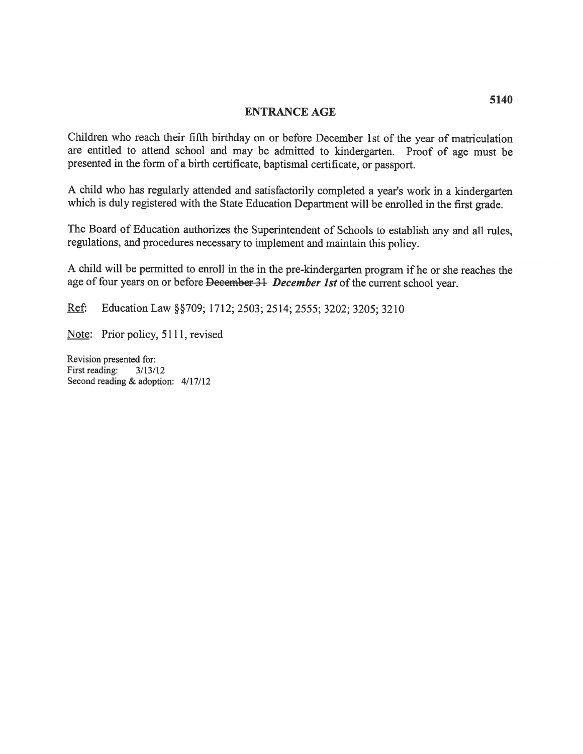5140

# ENTRANCE AGE

Children who reach their fifth birthday on or before December 1st of the year of matriculation are entitled to attend school and may be admitted to kindergarten. Proof of age must be presented in the form of a birth certificate, baptismal certificate, or passport.

A child who has regularly attended and satisfactorily completed a year's work in a kindergarten which is duly registered with the State Education Department will be enrolled in the first grade.

The Board of Education authorizes the Superintendent of Schools to establish any and all rules, regulations, and procedures necessary to implement and maintain this policy.

A child will be permitted to enroll in the in the pre-kindergarten program if he or she reaches the age of four years on or before ~~December 31~~ ***December 1st*** of the current school year.

Ref: Education Law §§709; 1712; 2503; 2514; 2555; 3202; 3205; 3210

Note: Prior policy, 5111, revised

Revision presented for:
First reading: 3/13/12
Second reading & adoption: 4/17/12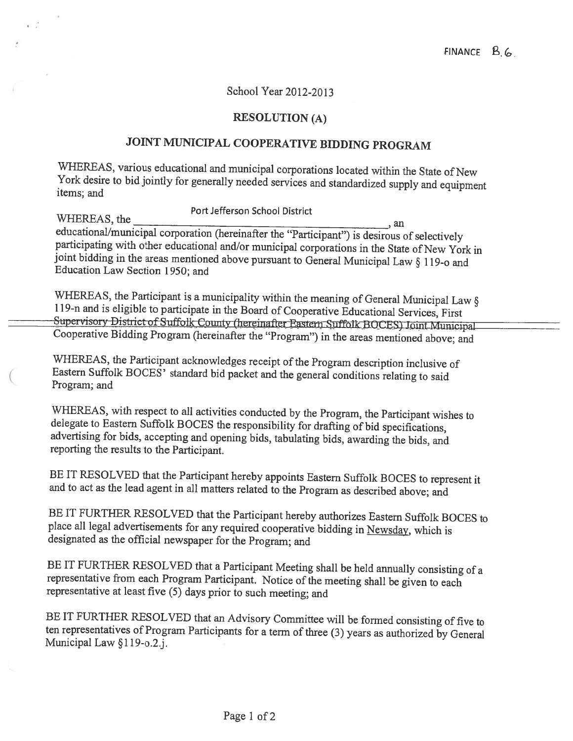FINANCE B.6.

School Year 2012-2013

## RESOLUTION (A)

## JOINT MUNICIPAL COOPERATIVE BIDDING PROGRAM

WHEREAS, various educational and municipal corporations located within the State of New York desire to bid jointly for generally needed services and standardized supply and equipment items; and

WHEREAS, the Port Jefferson School District, an educational/municipal corporation (hereinafter the "Participant") is desirous of selectively participating with other educational and/or municipal corporations in the State of New York in joint bidding in the areas mentioned above pursuant to General Municipal Law § 119-o and Education Law Section 1950; and

WHEREAS, the Participant is a municipality within the meaning of General Municipal Law § 119-n and is eligible to participate in the Board of Cooperative Educational Services, First Supervisory District of Suffolk County (hereinafter Eastern Suffolk BOCES) Joint Municipal Cooperative Bidding Program (hereinafter the "Program") in the areas mentioned above; and

WHEREAS, the Participant acknowledges receipt of the Program description inclusive of Eastern Suffolk BOCES' standard bid packet and the general conditions relating to said Program; and

WHEREAS, with respect to all activities conducted by the Program, the Participant wishes to delegate to Eastern Suffolk BOCES the responsibility for drafting of bid specifications, advertising for bids, accepting and opening bids, tabulating bids, awarding the bids, and reporting the results to the Participant.

BE IT RESOLVED that the Participant hereby appoints Eastern Suffolk BOCES to represent it and to act as the lead agent in all matters related to the Program as described above; and

BE IT FURTHER RESOLVED that the Participant hereby authorizes Eastern Suffolk BOCES to place all legal advertisements for any required cooperative bidding in Newsday, which is designated as the official newspaper for the Program; and

BE IT FURTHER RESOLVED that a Participant Meeting shall be held annually consisting of a representative from each Program Participant. Notice of the meeting shall be given to each representative at least five (5) days prior to such meeting; and

BE IT FURTHER RESOLVED that an Advisory Committee will be formed consisting of five to ten representatives of Program Participants for a term of three (3) years as authorized by General Municipal Law §119-o.2.j.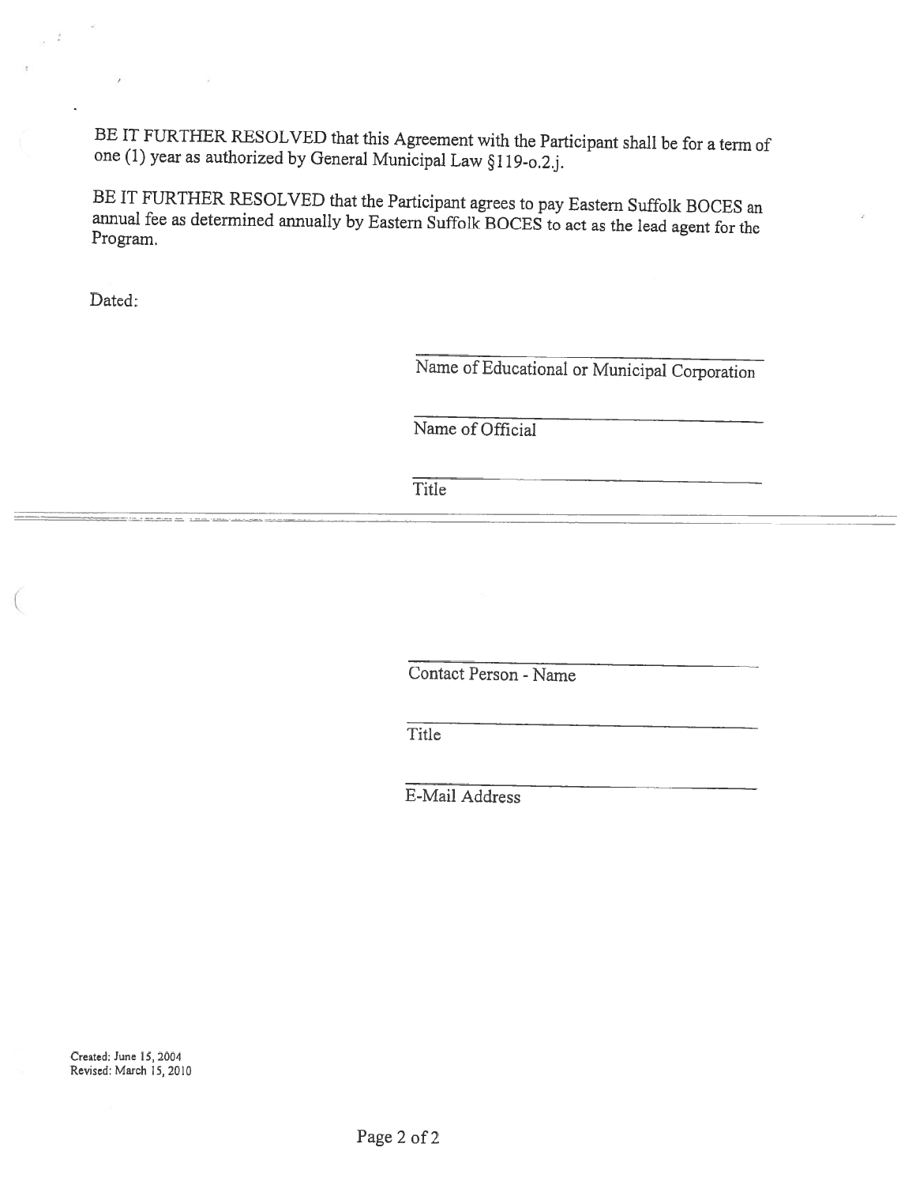BE IT FURTHER RESOLVED that this Agreement with the Participant shall be for a term of one (1) year as authorized by General Municipal Law §119-o.2.j.

BE IT FURTHER RESOLVED that the Participant agrees to pay Eastern Suffolk BOCES an annual fee as determined annually by Eastern Suffolk BOCES to act as the lead agent for the Program.

Dated:

_______________________________
Name of Educational or Municipal Corporation

_______________________________
Name of Official

_______________________________
Title

---

_______________________________
Contact Person - Name

_______________________________
Title

_______________________________
E-Mail Address

Created: June 15, 2004
Revised: March 15, 2010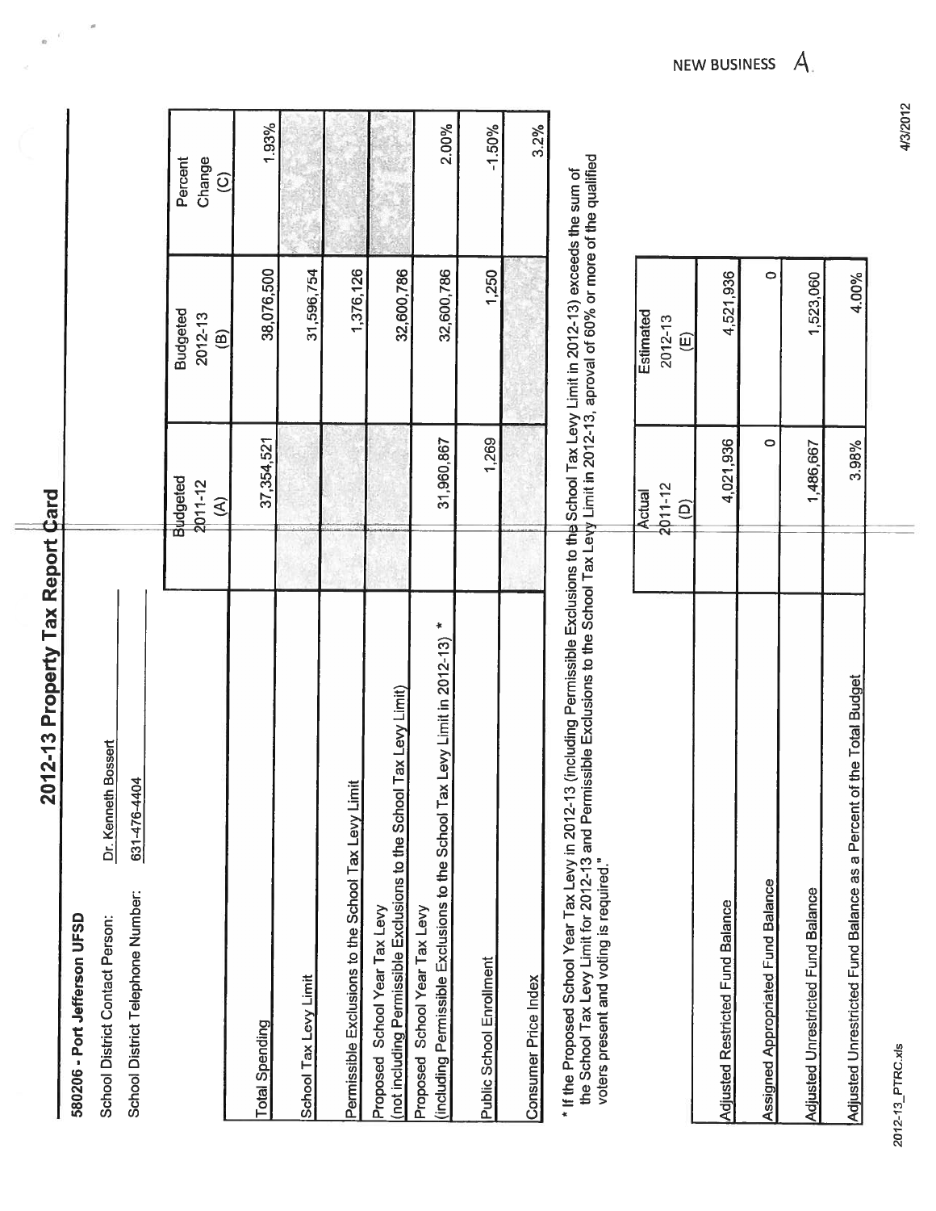NEW BUSINESS A

# 2012-13 Property Tax Report Card

**580206 - Port Jefferson UFSD**

School District Contact Person: Dr. Kenneth Bossert

School District Telephone Number: 631-476-4404

| | Budgeted 2011-12 (A) | Budgeted 2012-13 (B) | Percent Change (C) |
|---|---|---|---|
| Total Spending | 37,354,521 | 38,076,500 | 1.93% |
| School Tax Levy Limit | | 31,596,754 | |
| Permissible Exclusions to the School Tax Levy Limit | | 1,376,126 | |
| Proposed School Year Tax Levy (not including Permissible Exclusions to the School Tax Levy Limit) | | 32,600,786 | |
| Proposed School Year Tax Levy (including Permissible Exclusions to the School Tax Levy Limit in 2012-13) * | 31,960,867 | 32,600,786 | 2.00% |
| Public School Enrollment | 1,269 | 1,250 | -1.50% |
| Consumer Price Index | | | 3.2% |

* If the Proposed School Year Tax Levy in 2012-13 (including Permissible Exclusions to the School Tax Levy Limit in 2012-13) exceeds the sum of the School Tax Levy Limit for 2012-13 and Permissible Exclusions to the School Tax Levy Limit in 2012-13, aproval of 60% or more of the qualified voters present and voting is required."

| | Actual 2011-12 (D) | Estimated 2012-13 (E) |
|---|---|---|
| Adjusted Restricted Fund Balance | 4,021,936 | 4,521,936 |
| Assigned Appropriated Fund Balance | 0 | 0 |
| Adjusted Unrestricted Fund Balance | 1,486,667 | 1,523,060 |
| Adjusted Unrestricted Fund Balance as a Percent of the Total Budget | 3.98% | 4.00% |

2012-13_PTRC.xls

4/3/2012